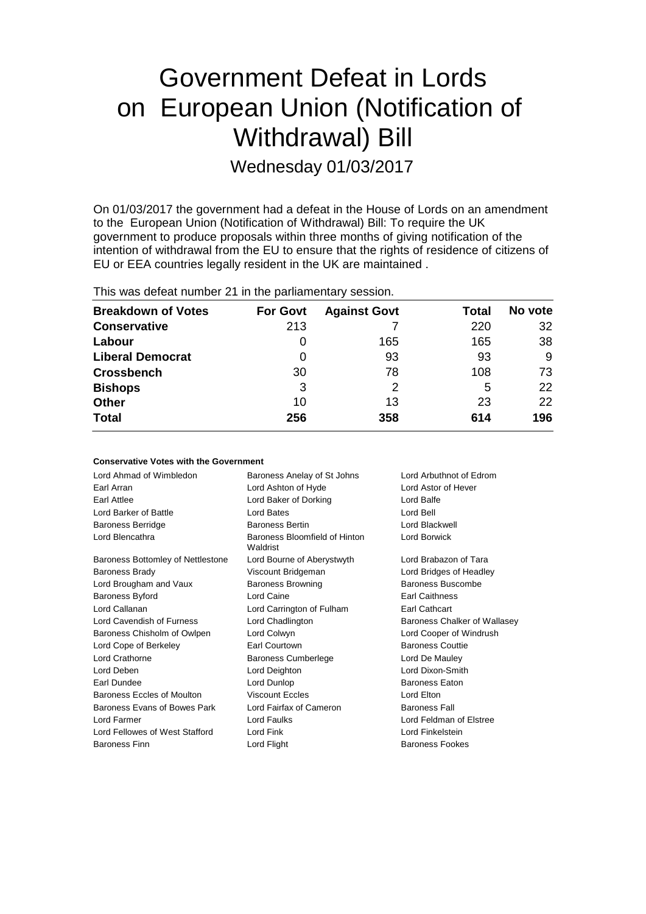# Government Defeat in Lords on European Union (Notification of Withdrawal) Bill

## Wednesday 01/03/2017

On 01/03/2017 the government had a defeat in the House of Lords on an amendment to the European Union (Notification of Withdrawal) Bill: To require the UK government to produce proposals within three months of giving notification of the intention of withdrawal from the EU to ensure that the rights of residence of citizens of EU or EEA countries legally resident in the UK are maintained .

This was defeat number 21 in the parliamentary session.

| Breakdown of Votes | For Govt | Against Govt | Total | No vote |
|---|---|---|---|---|
| **Conservative** | 213 | 7 | 220 | 32 |
| **Labour** | 0 | 165 | 165 | 38 |
| **Liberal Democrat** | 0 | 93 | 93 | 9 |
| **Crossbench** | 30 | 78 | 108 | 73 |
| **Bishops** | 3 | 2 | 5 | 22 |
| **Other** | 10 | 13 | 23 | 22 |
| **Total** | 256 | 358 | 614 | 196 |

#### Conservative Votes with the Government

| | | |
|---|---|---|
| Lord Ahmad of Wimbledon | Baroness Anelay of St Johns | Lord Arbuthnot of Edrom |
| Earl Arran | Lord Ashton of Hyde | Lord Astor of Hever |
| Earl Attlee | Lord Baker of Dorking | Lord Balfe |
| Lord Barker of Battle | Lord Bates | Lord Bell |
| Baroness Berridge | Baroness Bertin | Lord Blackwell |
| Lord Blencathra | Baroness Bloomfield of Hinton Waldrist | Lord Borwick |
| Baroness Bottomley of Nettlestone | Lord Bourne of Aberystwyth | Lord Brabazon of Tara |
| Baroness Brady | Viscount Bridgeman | Lord Bridges of Headley |
| Lord Brougham and Vaux | Baroness Browning | Baroness Buscombe |
| Baroness Byford | Lord Caine | Earl Caithness |
| Lord Callanan | Lord Carrington of Fulham | Earl Cathcart |
| Lord Cavendish of Furness | Lord Chadlington | Baroness Chalker of Wallasey |
| Baroness Chisholm of Owlpen | Lord Colwyn | Lord Cooper of Windrush |
| Lord Cope of Berkeley | Earl Courtown | Baroness Couttie |
| Lord Crathorne | Baroness Cumberlege | Lord De Mauley |
| Lord Deben | Lord Deighton | Lord Dixon-Smith |
| Earl Dundee | Lord Dunlop | Baroness Eaton |
| Baroness Eccles of Moulton | Viscount Eccles | Lord Elton |
| Baroness Evans of Bowes Park | Lord Fairfax of Cameron | Baroness Fall |
| Lord Farmer | Lord Faulks | Lord Feldman of Elstree |
| Lord Fellowes of West Stafford | Lord Fink | Lord Finkelstein |
| Baroness Finn | Lord Flight | Baroness Fookes |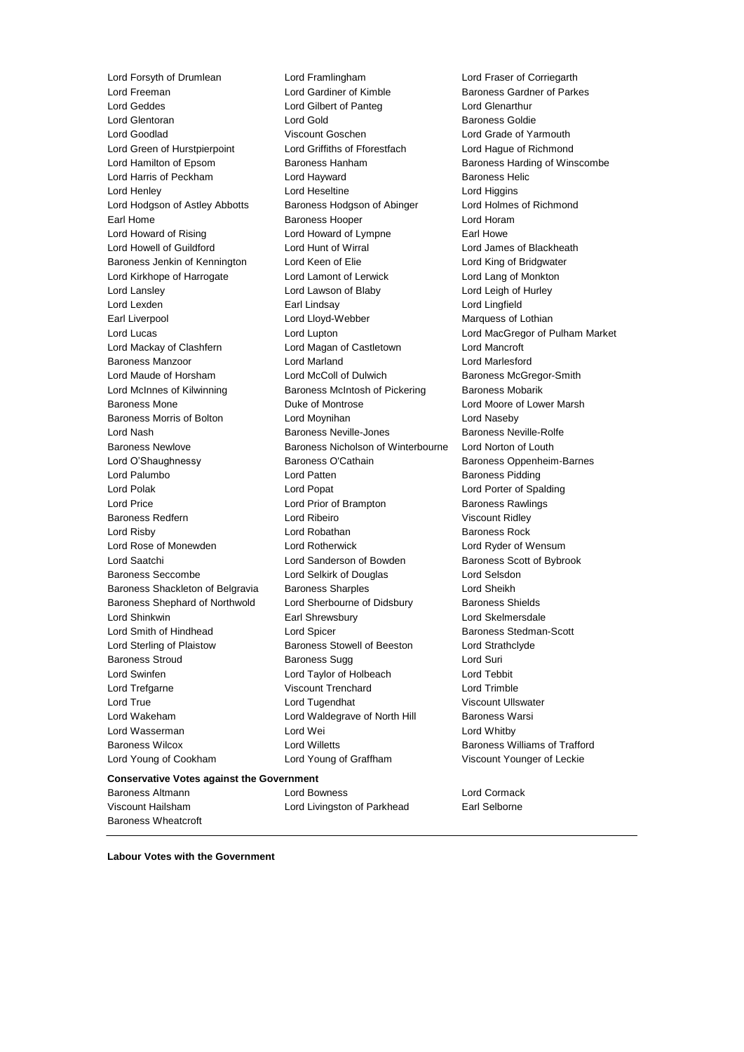Lord Forsyth of Drumlean
Lord Framlingham
Lord Fraser of Corriegarth
Lord Freeman
Lord Gardiner of Kimble
Baroness Gardner of Parkes
Lord Geddes
Lord Gilbert of Panteg
Lord Glenarthur
Lord Glentoran
Lord Gold
Baroness Goldie
Lord Goodlad
Viscount Goschen
Lord Grade of Yarmouth
Lord Green of Hurstpierpoint
Lord Griffiths of Fforestfach
Lord Hague of Richmond
Lord Hamilton of Epsom
Baroness Hanham
Baroness Harding of Winscombe
Lord Harris of Peckham
Lord Hayward
Baroness Helic
Lord Henley
Lord Heseltine
Lord Higgins
Lord Hodgson of Astley Abbotts
Baroness Hodgson of Abinger
Lord Holmes of Richmond
Earl Home
Baroness Hooper
Lord Horam
Lord Howard of Rising
Lord Howard of Lympne
Earl Howe
Lord Howell of Guildford
Lord Hunt of Wirral
Lord James of Blackheath
Baroness Jenkin of Kennington
Lord Keen of Elie
Lord King of Bridgwater
Lord Kirkhope of Harrogate
Lord Lamont of Lerwick
Lord Lang of Monkton
Lord Lansley
Lord Lawson of Blaby
Lord Leigh of Hurley
Lord Lexden
Earl Lindsay
Lord Lingfield
Earl Liverpool
Lord Lloyd-Webber
Marquess of Lothian
Lord Lucas
Lord Lupton
Lord MacGregor of Pulham Market
Lord Mackay of Clashfern
Lord Magan of Castletown
Lord Mancroft
Baroness Manzoor
Lord Marland
Lord Marlesford
Lord Maude of Horsham
Lord McColl of Dulwich
Baroness McGregor-Smith
Lord McInnes of Kilwinning
Baroness McIntosh of Pickering
Baroness Mobarik
Baroness Mone
Duke of Montrose
Lord Moore of Lower Marsh
Baroness Morris of Bolton
Lord Moynihan
Lord Naseby
Lord Nash
Baroness Neville-Jones
Baroness Neville-Rolfe
Baroness Newlove
Baroness Nicholson of Winterbourne
Lord Norton of Louth
Lord O'Shaughnessy
Baroness O'Cathain
Baroness Oppenheim-Barnes
Lord Palumbo
Lord Patten
Baroness Pidding
Lord Polak
Lord Popat
Lord Porter of Spalding
Lord Price
Lord Prior of Brampton
Baroness Rawlings
Baroness Redfern
Lord Ribeiro
Viscount Ridley
Lord Risby
Lord Robathan
Baroness Rock
Lord Rose of Monewden
Lord Rotherwick
Lord Ryder of Wensum
Lord Saatchi
Lord Sanderson of Bowden
Baroness Scott of Bybrook
Baroness Seccombe
Lord Selkirk of Douglas
Lord Selsdon
Baroness Shackleton of Belgravia
Baroness Sharples
Lord Sheikh
Baroness Shephard of Northwold
Lord Sherbourne of Didsbury
Baroness Shields
Lord Shinkwin
Earl Shrewsbury
Lord Skelmersdale
Lord Smith of Hindhead
Lord Spicer
Baroness Stedman-Scott
Lord Sterling of Plaistow
Baroness Stowell of Beeston
Lord Strathclyde
Baroness Stroud
Baroness Sugg
Lord Suri
Lord Swinfen
Lord Taylor of Holbeach
Lord Tebbit
Lord Trefgarne
Viscount Trenchard
Lord Trimble
Lord True
Lord Tugendhat
Viscount Ullswater
Lord Wakeham
Lord Waldegrave of North Hill
Baroness Warsi
Lord Wasserman
Lord Wei
Lord Whitby
Baroness Wilcox
Lord Willetts
Baroness Williams of Trafford
Lord Young of Cookham
Lord Young of Graffham
Viscount Younger of Leckie

**Conservative Votes against the Government**

Baroness Altmann
Lord Bowness
Lord Cormack
Viscount Hailsham
Lord Livingston of Parkhead
Earl Selborne
Baroness Wheatcroft

---

**Labour Votes with the Government**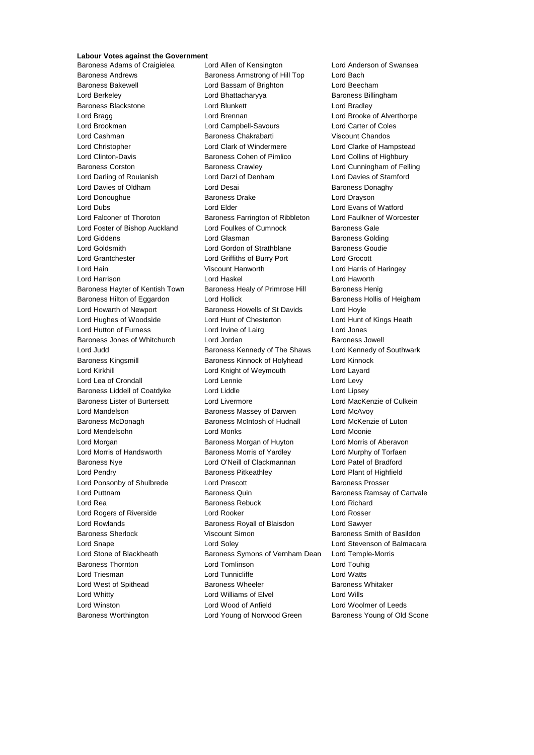**Labour Votes against the Government**

Baroness Adams of Craigielea
Lord Allen of Kensington
Lord Anderson of Swansea
Baroness Andrews
Baroness Armstrong of Hill Top
Lord Bach
Baroness Bakewell
Lord Bassam of Brighton
Lord Beecham
Lord Berkeley
Lord Bhattacharyya
Baroness Billingham
Baroness Blackstone
Lord Blunkett
Lord Bradley
Lord Bragg
Lord Brennan
Lord Brooke of Alverthorpe
Lord Brookman
Lord Campbell-Savours
Lord Carter of Coles
Lord Cashman
Baroness Chakrabarti
Viscount Chandos
Lord Christopher
Lord Clark of Windermere
Lord Clarke of Hampstead
Lord Clinton-Davis
Baroness Cohen of Pimlico
Lord Collins of Highbury
Baroness Corston
Baroness Crawley
Lord Cunningham of Felling
Lord Darling of Roulanish
Lord Darzi of Denham
Lord Davies of Stamford
Lord Davies of Oldham
Lord Desai
Baroness Donaghy
Lord Donoughue
Baroness Drake
Lord Drayson
Lord Dubs
Lord Elder
Lord Evans of Watford
Lord Falconer of Thoroton
Baroness Farrington of Ribbleton
Lord Faulkner of Worcester
Lord Foster of Bishop Auckland
Lord Foulkes of Cumnock
Baroness Gale
Lord Giddens
Lord Glasman
Baroness Golding
Lord Goldsmith
Lord Gordon of Strathblane
Baroness Goudie
Lord Grantchester
Lord Griffiths of Burry Port
Lord Grocott
Lord Hain
Viscount Hanworth
Lord Harris of Haringey
Lord Harrison
Lord Haskel
Lord Haworth
Baroness Hayter of Kentish Town
Baroness Healy of Primrose Hill
Baroness Henig
Baroness Hilton of Eggardon
Lord Hollick
Baroness Hollis of Heigham
Lord Howarth of Newport
Baroness Howells of St Davids
Lord Hoyle
Lord Hughes of Woodside
Lord Hunt of Chesterton
Lord Hunt of Kings Heath
Lord Hutton of Furness
Lord Irvine of Lairg
Lord Jones
Baroness Jones of Whitchurch
Lord Jordan
Baroness Jowell
Lord Judd
Baroness Kennedy of The Shaws
Lord Kennedy of Southwark
Baroness Kingsmill
Baroness Kinnock of Holyhead
Lord Kinnock
Lord Kirkhill
Lord Knight of Weymouth
Lord Layard
Lord Lea of Crondall
Lord Lennie
Lord Levy
Baroness Liddell of Coatdyke
Lord Liddle
Lord Lipsey
Baroness Lister of Burtersett
Lord Livermore
Lord MacKenzie of Culkein
Lord Mandelson
Baroness Massey of Darwen
Lord McAvoy
Baroness McDonagh
Baroness McIntosh of Hudnall
Lord McKenzie of Luton
Lord Mendelsohn
Lord Monks
Lord Moonie
Lord Morgan
Baroness Morgan of Huyton
Lord Morris of Aberavon
Lord Morris of Handsworth
Baroness Morris of Yardley
Lord Murphy of Torfaen
Baroness Nye
Lord O'Neill of Clackmannan
Lord Patel of Bradford
Lord Pendry
Baroness Pitkeathley
Lord Plant of Highfield
Lord Ponsonby of Shulbrede
Lord Prescott
Baroness Prosser
Lord Puttnam
Baroness Quin
Baroness Ramsay of Cartvale
Lord Rea
Baroness Rebuck
Lord Richard
Lord Rogers of Riverside
Lord Rooker
Lord Rosser
Lord Rowlands
Baroness Royall of Blaisdon
Lord Sawyer
Baroness Sherlock
Viscount Simon
Baroness Smith of Basildon
Lord Snape
Lord Soley
Lord Stevenson of Balmacara
Lord Stone of Blackheath
Baroness Symons of Vernham Dean
Lord Temple-Morris
Baroness Thornton
Lord Tomlinson
Lord Touhig
Lord Triesman
Lord Tunnicliffe
Lord Watts
Lord West of Spithead
Baroness Wheeler
Baroness Whitaker
Lord Whitty
Lord Williams of Elvel
Lord Wills
Lord Winston
Lord Wood of Anfield
Lord Woolmer of Leeds
Baroness Worthington
Lord Young of Norwood Green
Baroness Young of Old Scone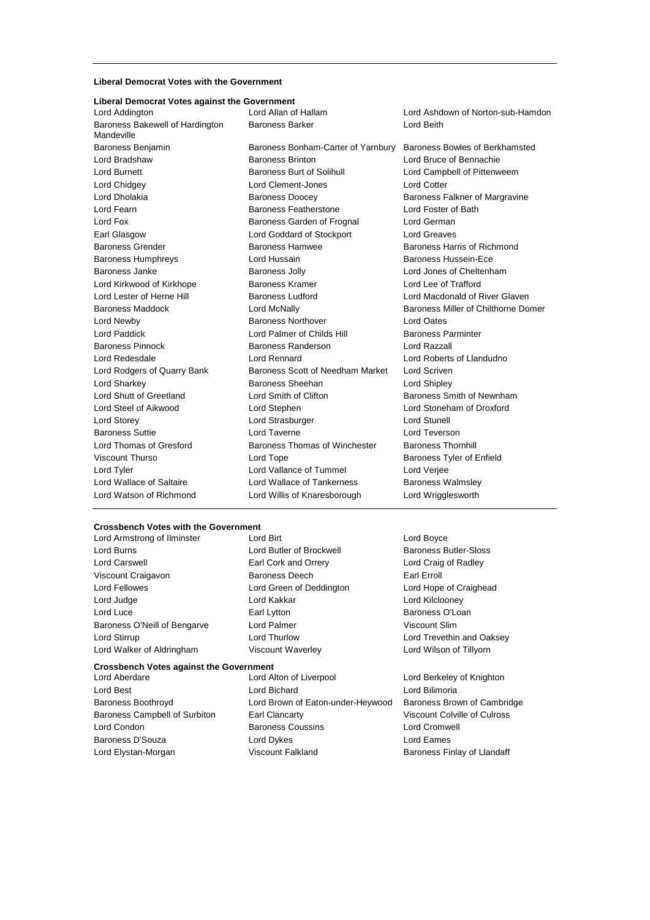**Liberal Democrat Votes with the Government**

**Liberal Democrat Votes against the Government**

Lord Addington, Lord Allan of Hallam, Lord Ashdown of Norton-sub-Hamdon, Baroness Bakewell of Hardington Mandeville, Baroness Barker, Lord Beith, Baroness Benjamin, Baroness Bonham-Carter of Yarnbury, Baroness Bowles of Berkhamsted, Lord Bradshaw, Baroness Brinton, Lord Bruce of Bennachie, Lord Burnett, Baroness Burt of Solihull, Lord Campbell of Pittenweem, Lord Chidgey, Lord Clement-Jones, Lord Cotter, Lord Dholakia, Baroness Doocey, Baroness Falkner of Margravine, Lord Fearn, Baroness Featherstone, Lord Foster of Bath, Lord Fox, Baroness Garden of Frognal, Lord German, Earl Glasgow, Lord Goddard of Stockport, Lord Greaves, Baroness Grender, Baroness Hamwee, Baroness Harris of Richmond, Baroness Humphreys, Lord Hussain, Baroness Hussein-Ece, Baroness Janke, Baroness Jolly, Lord Jones of Cheltenham, Lord Kirkwood of Kirkhope, Baroness Kramer, Lord Lee of Trafford, Lord Lester of Herne Hill, Baroness Ludford, Lord Macdonald of River Glaven, Baroness Maddock, Lord McNally, Baroness Miller of Chilthorne Domer, Lord Newby, Baroness Northover, Lord Oates, Lord Paddick, Lord Palmer of Childs Hill, Baroness Parminter, Baroness Pinnock, Baroness Randerson, Lord Razzall, Lord Redesdale, Lord Rennard, Lord Roberts of Llandudno, Lord Rodgers of Quarry Bank, Baroness Scott of Needham Market, Lord Scriven, Lord Sharkey, Baroness Sheehan, Lord Shipley, Lord Shutt of Greetland, Lord Smith of Clifton, Baroness Smith of Newnham, Lord Steel of Aikwood, Lord Stephen, Lord Stoneham of Droxford, Lord Storey, Lord Strasburger, Lord Stunell, Baroness Suttie, Lord Taverne, Lord Teverson, Lord Thomas of Gresford, Baroness Thomas of Winchester, Baroness Thornhill, Viscount Thurso, Lord Tope, Baroness Tyler of Enfield, Lord Tyler, Lord Vallance of Tummel, Lord Verjee, Lord Wallace of Saltaire, Lord Wallace of Tankerness, Baroness Walmsley, Lord Watson of Richmond, Lord Willis of Knaresborough, Lord Wrigglesworth

**Crossbench Votes with the Government**

Lord Armstrong of Ilminster, Lord Birt, Lord Boyce, Lord Burns, Lord Butler of Brockwell, Baroness Butler-Sloss, Lord Carswell, Earl Cork and Orrery, Lord Craig of Radley, Viscount Craigavon, Baroness Deech, Earl Erroll, Lord Fellowes, Lord Green of Deddington, Lord Hope of Craighead, Lord Judge, Lord Kakkar, Lord Kilclooney, Lord Luce, Earl Lytton, Baroness O'Loan, Baroness O'Neill of Bengarve, Lord Palmer, Viscount Slim, Lord Stirrup, Lord Thurlow, Lord Trevethin and Oaksey, Lord Walker of Aldringham, Viscount Waverley, Lord Wilson of Tillyorn

**Crossbench Votes against the Government**

Lord Aberdare, Lord Alton of Liverpool, Lord Berkeley of Knighton, Lord Best, Lord Bichard, Lord Bilimoria, Baroness Boothroyd, Lord Brown of Eaton-under-Heywood, Baroness Brown of Cambridge, Baroness Campbell of Surbiton, Earl Clancarty, Viscount Colville of Culross, Lord Condon, Baroness Coussins, Lord Cromwell, Baroness D'Souza, Lord Dykes, Lord Eames, Lord Elystan-Morgan, Viscount Falkland, Baroness Finlay of Llandaff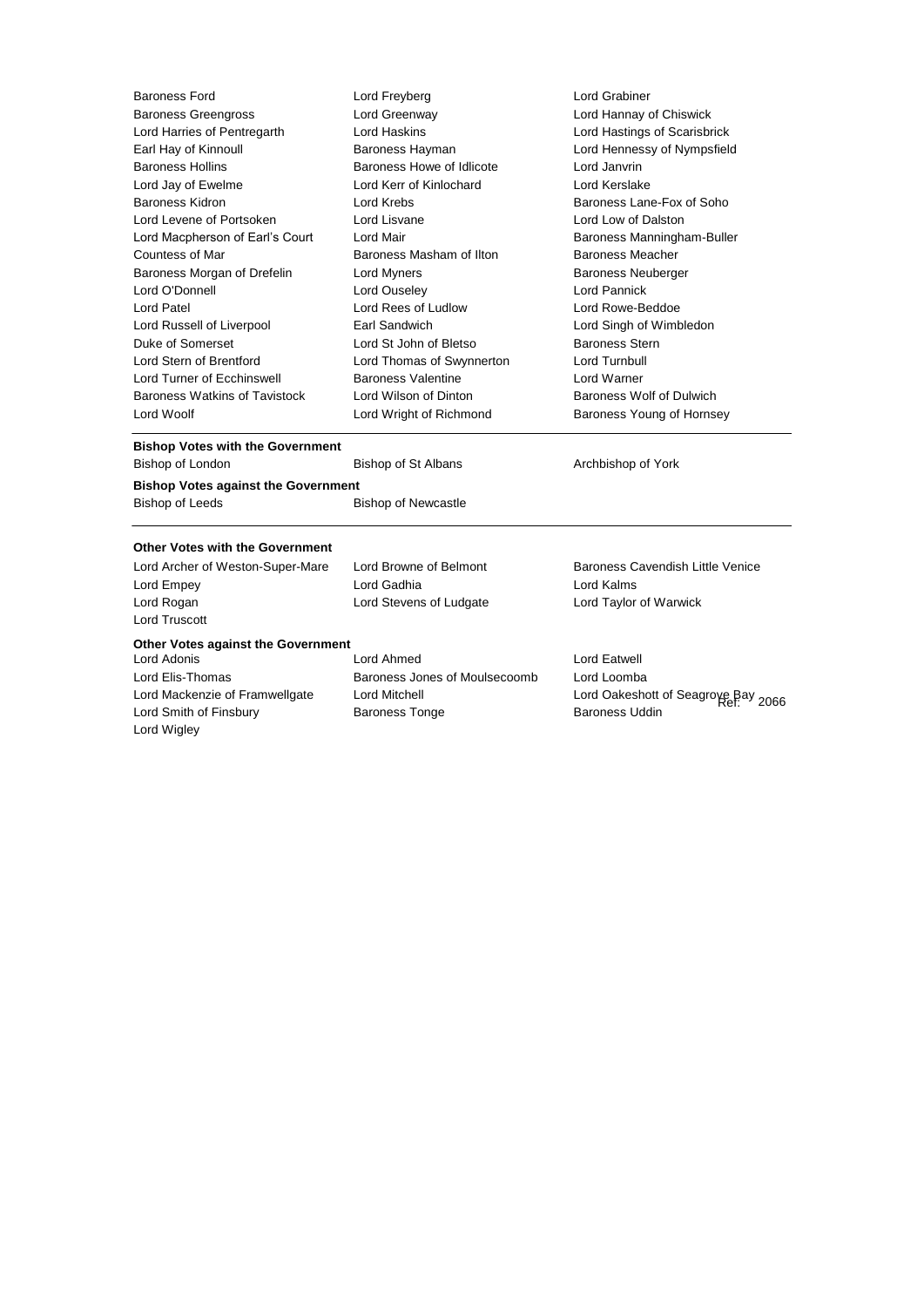Baroness Ford
Lord Freyberg
Lord Grabiner
Baroness Greengross
Lord Greenway
Lord Hannay of Chiswick
Lord Harries of Pentregarth
Lord Haskins
Lord Hastings of Scarisbrick
Earl Hay of Kinnoull
Baroness Hayman
Lord Hennessy of Nympsfield
Baroness Hollins
Baroness Howe of Idlicote
Lord Janvrin
Lord Jay of Ewelme
Lord Kerr of Kinlochard
Lord Kerslake
Baroness Kidron
Lord Krebs
Baroness Lane-Fox of Soho
Lord Levene of Portsoken
Lord Lisvane
Lord Low of Dalston
Lord Macpherson of Earl's Court
Lord Mair
Baroness Manningham-Buller
Countess of Mar
Baroness Masham of Ilton
Baroness Meacher
Baroness Morgan of Drefelin
Lord Myners
Baroness Neuberger
Lord O'Donnell
Lord Ouseley
Lord Pannick
Lord Patel
Lord Rees of Ludlow
Lord Rowe-Beddoe
Lord Russell of Liverpool
Earl Sandwich
Lord Singh of Wimbledon
Duke of Somerset
Lord St John of Bletso
Baroness Stern
Lord Stern of Brentford
Lord Thomas of Swynnerton
Lord Turnbull
Lord Turner of Ecchinswell
Baroness Valentine
Lord Warner
Baroness Watkins of Tavistock
Lord Wilson of Dinton
Baroness Wolf of Dulwich
Lord Woolf
Lord Wright of Richmond
Baroness Young of Hornsey

**Bishop Votes with the Government**

Bishop of London
Bishop of St Albans
Archbishop of York

**Bishop Votes against the Government**

Bishop of Leeds
Bishop of Newcastle

**Other Votes with the Government**

Lord Archer of Weston-Super-Mare
Lord Browne of Belmont
Baroness Cavendish Little Venice
Lord Empey
Lord Gadhia
Lord Kalms
Lord Rogan
Lord Stevens of Ludgate
Lord Taylor of Warwick
Lord Truscott

**Other Votes against the Government**

Lord Adonis
Lord Ahmed
Lord Eatwell
Lord Elis-Thomas
Baroness Jones of Moulsecoomb
Lord Loomba
Lord Mackenzie of Framwellgate
Lord Mitchell
Lord Oakeshott of Seagrove Bay
Lord Smith of Finsbury
Baroness Tonge
Baroness Uddin
Lord Wigley

Ref: 2066